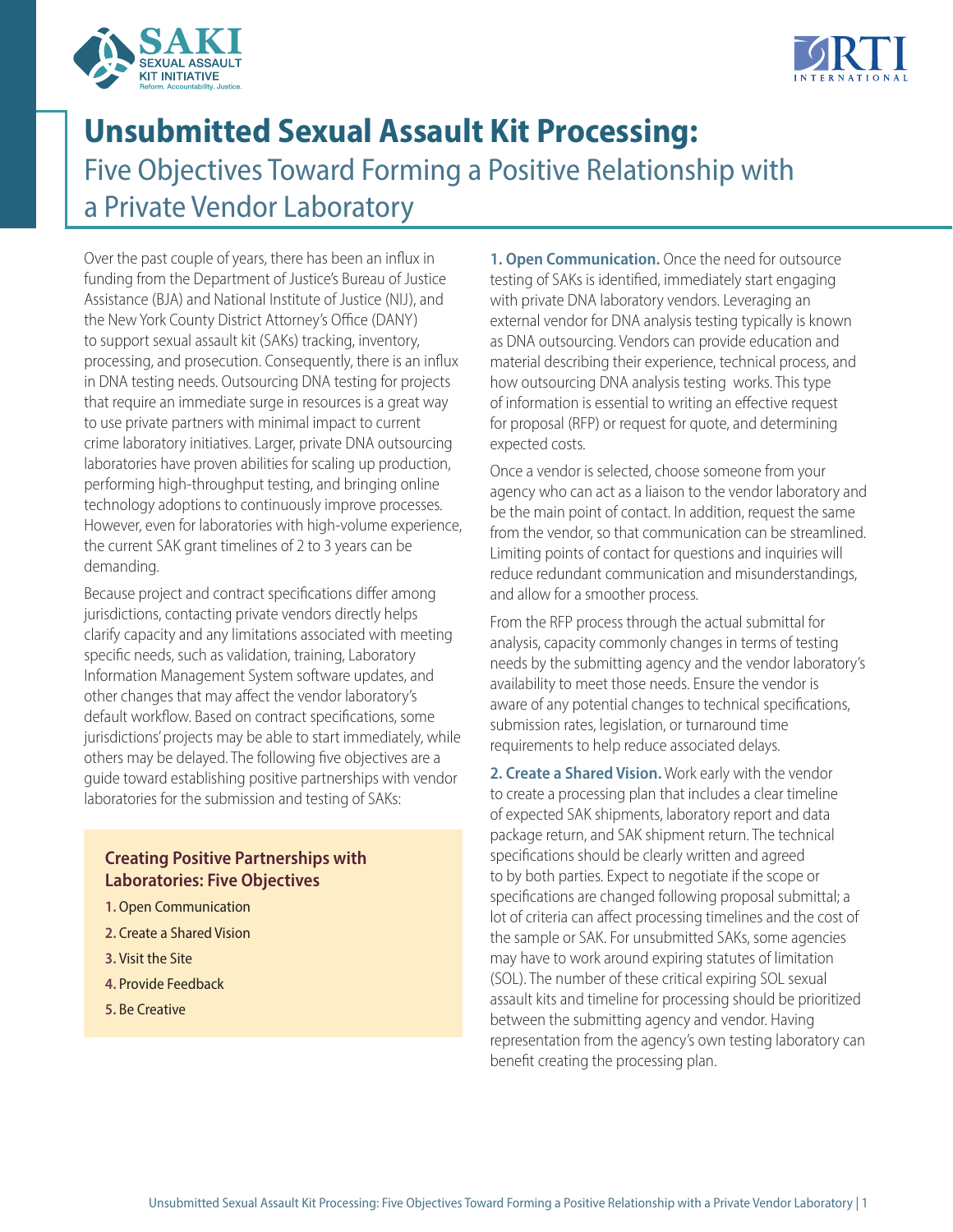# Unsubmitted Sexual Assault Kit Processing:

## Five Objectives Toward Forming a Positive Relationship with a Private Vendor Laboratory

Over the past couple of years, there has been an influx in funding from the Department of Justice's Bureau of Justice Assistance (BJA) and National Institute of Justice (NIJ), and the New York County District Attorney's Office (DANY) to support sexual assault kit (SAKs) tracking, inventory, processing, and prosecution. Consequently, there is an influx in DNA testing needs. Outsourcing DNA testing for projects that require an immediate surge in resources is a great way to use private partners with minimal impact to current crime laboratory initiatives. Larger, private DNA outsourcing laboratories have proven abilities for scaling up production, performing high-throughput testing, and bringing online technology adoptions to continuously improve processes. However, even for laboratories with high-volume experience, the current SAK grant timelines of 2 to 3 years can be demanding.

Because project and contract specifications differ among jurisdictions, contacting private vendors directly helps clarify capacity and any limitations associated with meeting specific needs, such as validation, training, Laboratory Information Management System software updates, and other changes that may affect the vendor laboratory's default workflow. Based on contract specifications, some jurisdictions' projects may be able to start immediately, while others may be delayed. The following five objectives are a guide toward establishing positive partnerships with vendor laboratories for the submission and testing of SAKs:

> **Creating Positive Partnerships with Laboratories: Five Objectives**
>
> 1. Open Communication
> 2. Create a Shared Vision
> 3. Visit the Site
> 4. Provide Feedback
> 5. Be Creative

**1. Open Communication.** Once the need for outsource testing of SAKs is identified, immediately start engaging with private DNA laboratory vendors. Leveraging an external vendor for DNA analysis testing typically is known as DNA outsourcing. Vendors can provide education and material describing their experience, technical process, and how outsourcing DNA analysis testing works. This type of information is essential to writing an effective request for proposal (RFP) or request for quote, and determining expected costs.

Once a vendor is selected, choose someone from your agency who can act as a liaison to the vendor laboratory and be the main point of contact. In addition, request the same from the vendor, so that communication can be streamlined. Limiting points of contact for questions and inquiries will reduce redundant communication and misunderstandings, and allow for a smoother process.

From the RFP process through the actual submittal for analysis, capacity commonly changes in terms of testing needs by the submitting agency and the vendor laboratory's availability to meet those needs. Ensure the vendor is aware of any potential changes to technical specifications, submission rates, legislation, or turnaround time requirements to help reduce associated delays.

**2. Create a Shared Vision.** Work early with the vendor to create a processing plan that includes a clear timeline of expected SAK shipments, laboratory report and data package return, and SAK shipment return. The technical specifications should be clearly written and agreed to by both parties. Expect to negotiate if the scope or specifications are changed following proposal submittal; a lot of criteria can affect processing timelines and the cost of the sample or SAK. For unsubmitted SAKs, some agencies may have to work around expiring statutes of limitation (SOL). The number of these critical expiring SOL sexual assault kits and timeline for processing should be prioritized between the submitting agency and vendor. Having representation from the agency's own testing laboratory can benefit creating the processing plan.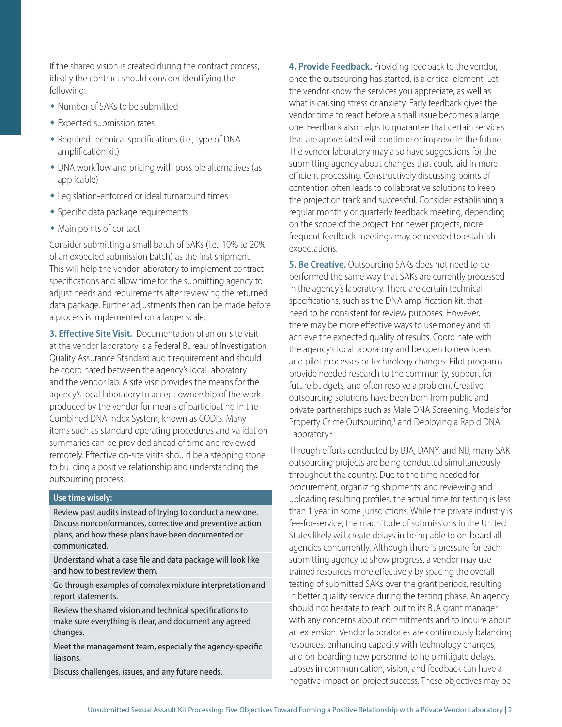If the shared vision is created during the contract process, ideally the contract should consider identifying the following:

- Number of SAKs to be submitted
- Expected submission rates
- Required technical specifications (i.e., type of DNA amplification kit)
- DNA workflow and pricing with possible alternatives (as applicable)
- Legislation-enforced or ideal turnaround times
- Specific data package requirements
- Main points of contact

Consider submitting a small batch of SAKs (i.e., 10% to 20% of an expected submission batch) as the first shipment. This will help the vendor laboratory to implement contract specifications and allow time for the submitting agency to adjust needs and requirements after reviewing the returned data package. Further adjustments then can be made before a process is implemented on a larger scale.

**3. Effective Site Visit.** Documentation of an on-site visit at the vendor laboratory is a Federal Bureau of Investigation Quality Assurance Standard audit requirement and should be coordinated between the agency's local laboratory and the vendor lab. A site visit provides the means for the agency's local laboratory to accept ownership of the work produced by the vendor for means of participating in the Combined DNA Index System, known as CODIS. Many items such as standard operating procedures and validation summaries can be provided ahead of time and reviewed remotely. Effective on-site visits should be a stepping stone to building a positive relationship and understanding the outsourcing process.

| Use time wisely: |
|---|
| Review past audits instead of trying to conduct a new one. Discuss nonconformances, corrective and preventive action plans, and how these plans have been documented or communicated. |
| Understand what a case file and data package will look like and how to best review them. |
| Go through examples of complex mixture interpretation and report statements. |
| Review the shared vision and technical specifications to make sure everything is clear, and document any agreed changes. |
| Meet the management team, especially the agency-specific liaisons. |
| Discuss challenges, issues, and any future needs. |

**4. Provide Feedback.** Providing feedback to the vendor, once the outsourcing has started, is a critical element. Let the vendor know the services you appreciate, as well as what is causing stress or anxiety. Early feedback gives the vendor time to react before a small issue becomes a large one. Feedback also helps to guarantee that certain services that are appreciated will continue or improve in the future. The vendor laboratory may also have suggestions for the submitting agency about changes that could aid in more efficient processing. Constructively discussing points of contention often leads to collaborative solutions to keep the project on track and successful. Consider establishing a regular monthly or quarterly feedback meeting, depending on the scope of the project. For newer projects, more frequent feedback meetings may be needed to establish expectations.

**5. Be Creative.** Outsourcing SAKs does not need to be performed the same way that SAKs are currently processed in the agency's laboratory. There are certain technical specifications, such as the DNA amplification kit, that need to be consistent for review purposes. However, there may be more effective ways to use money and still achieve the expected quality of results. Coordinate with the agency's local laboratory and be open to new ideas and pilot processes or technology changes. Pilot programs provide needed research to the community, support for future budgets, and often resolve a problem. Creative outsourcing solutions have been born from public and private partnerships such as Male DNA Screening, Models for Property Crime Outsourcing,[1] and Deploying a Rapid DNA Laboratory.[2]

Through efforts conducted by BJA, DANY, and NIJ, many SAK outsourcing projects are being conducted simultaneously throughout the country. Due to the time needed for procurement, organizing shipments, and reviewing and uploading resulting profiles, the actual time for testing is less than 1 year in some jurisdictions. While the private industry is fee-for-service, the magnitude of submissions in the United States likely will create delays in being able to on-board all agencies concurrently. Although there is pressure for each submitting agency to show progress, a vendor may use trained resources more effectively by spacing the overall testing of submitted SAKs over the grant periods, resulting in better quality service during the testing phase. An agency should not hesitate to reach out to its BJA grant manager with any concerns about commitments and to inquire about an extension. Vendor laboratories are continuously balancing resources, enhancing capacity with technology changes, and on-boarding new personnel to help mitigate delays. Lapses in communication, vision, and feedback can have a negative impact on project success. These objectives may be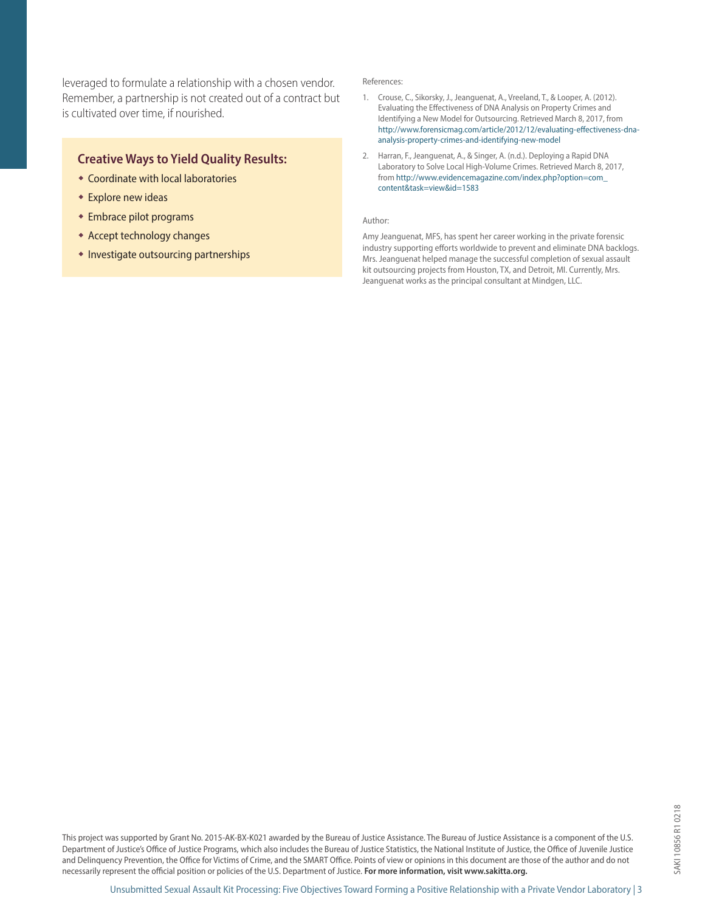leveraged to formulate a relationship with a chosen vendor. Remember, a partnership is not created out of a contract but is cultivated over time, if nourished.

### Creative Ways to Yield Quality Results:

- Coordinate with local laboratories
- Explore new ideas
- Embrace pilot programs
- Accept technology changes
- Investigate outsourcing partnerships

References:

1. Crouse, C., Sikorsky, J., Jeanguenat, A., Vreeland, T., & Looper, A. (2012). Evaluating the Effectiveness of DNA Analysis on Property Crimes and Identifying a New Model for Outsourcing. Retrieved March 8, 2017, from http://www.forensicmag.com/article/2012/12/evaluating-effectiveness-dna-analysis-property-crimes-and-identifying-new-model
2. Harran, F., Jeanguenat, A., & Singer, A. (n.d.). Deploying a Rapid DNA Laboratory to Solve Local High-Volume Crimes. Retrieved March 8, 2017, from http://www.evidencemagazine.com/index.php?option=com_content&task=view&id=1583

Author:

Amy Jeanguenat, MFS, has spent her career working in the private forensic industry supporting efforts worldwide to prevent and eliminate DNA backlogs. Mrs. Jeanguenat helped manage the successful completion of sexual assault kit outsourcing projects from Houston, TX, and Detroit, MI. Currently, Mrs. Jeanguenat works as the principal consultant at Mindgen, LLC.

This project was supported by Grant No. 2015-AK-BX-K021 awarded by the Bureau of Justice Assistance. The Bureau of Justice Assistance is a component of the U.S. Department of Justice's Office of Justice Programs, which also includes the Bureau of Justice Statistics, the National Institute of Justice, the Office of Juvenile Justice and Delinquency Prevention, the Office for Victims of Crime, and the SMART Office. Points of view or opinions in this document are those of the author and do not necessarily represent the official position or policies of the U.S. Department of Justice. **For more information, visit www.sakitta.org.**

SAKI 10856 R1 0218